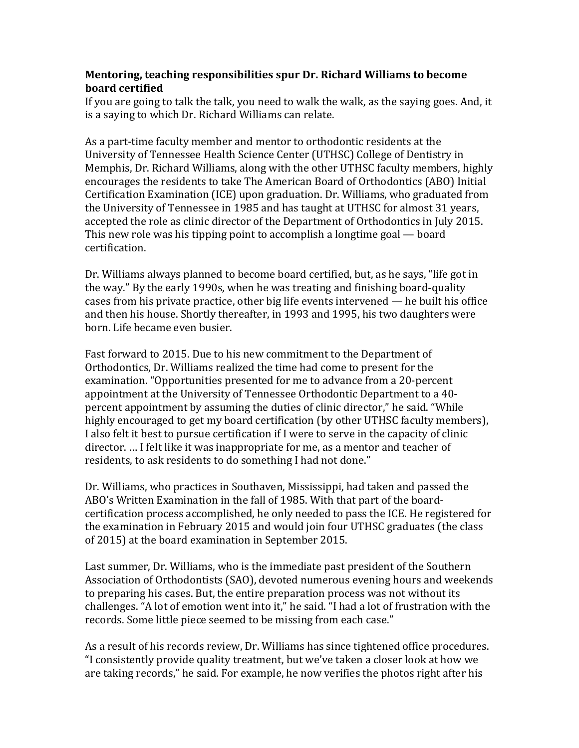**Mentoring, teaching responsibilities spur Dr. Richard Williams to become board certified**

If you are going to talk the talk, you need to walk the walk, as the saying goes. And, it is a saying to which Dr. Richard Williams can relate.

As a part-time faculty member and mentor to orthodontic residents at the University of Tennessee Health Science Center (UTHSC) College of Dentistry in Memphis, Dr. Richard Williams, along with the other UTHSC faculty members, highly encourages the residents to take The American Board of Orthodontics (ABO) Initial Certification Examination (ICE) upon graduation. Dr. Williams, who graduated from the University of Tennessee in 1985 and has taught at UTHSC for almost 31 years, accepted the role as clinic director of the Department of Orthodontics in July 2015. This new role was his tipping point to accomplish a longtime goal — board certification.

Dr. Williams always planned to become board certified, but, as he says, "life got in the way." By the early 1990s, when he was treating and finishing board-quality cases from his private practice, other big life events intervened — he built his office and then his house. Shortly thereafter, in 1993 and 1995, his two daughters were born. Life became even busier.

Fast forward to 2015. Due to his new commitment to the Department of Orthodontics, Dr. Williams realized the time had come to present for the examination. "Opportunities presented for me to advance from a 20-percent appointment at the University of Tennessee Orthodontic Department to a 40-percent appointment by assuming the duties of clinic director," he said. "While highly encouraged to get my board certification (by other UTHSC faculty members), I also felt it best to pursue certification if I were to serve in the capacity of clinic director. … I felt like it was inappropriate for me, as a mentor and teacher of residents, to ask residents to do something I had not done."

Dr. Williams, who practices in Southaven, Mississippi, had taken and passed the ABO's Written Examination in the fall of 1985. With that part of the board-certification process accomplished, he only needed to pass the ICE. He registered for the examination in February 2015 and would join four UTHSC graduates (the class of 2015) at the board examination in September 2015.

Last summer, Dr. Williams, who is the immediate past president of the Southern Association of Orthodontists (SAO), devoted numerous evening hours and weekends to preparing his cases. But, the entire preparation process was not without its challenges. "A lot of emotion went into it," he said. "I had a lot of frustration with the records. Some little piece seemed to be missing from each case."

As a result of his records review, Dr. Williams has since tightened office procedures. "I consistently provide quality treatment, but we've taken a closer look at how we are taking records," he said. For example, he now verifies the photos right after his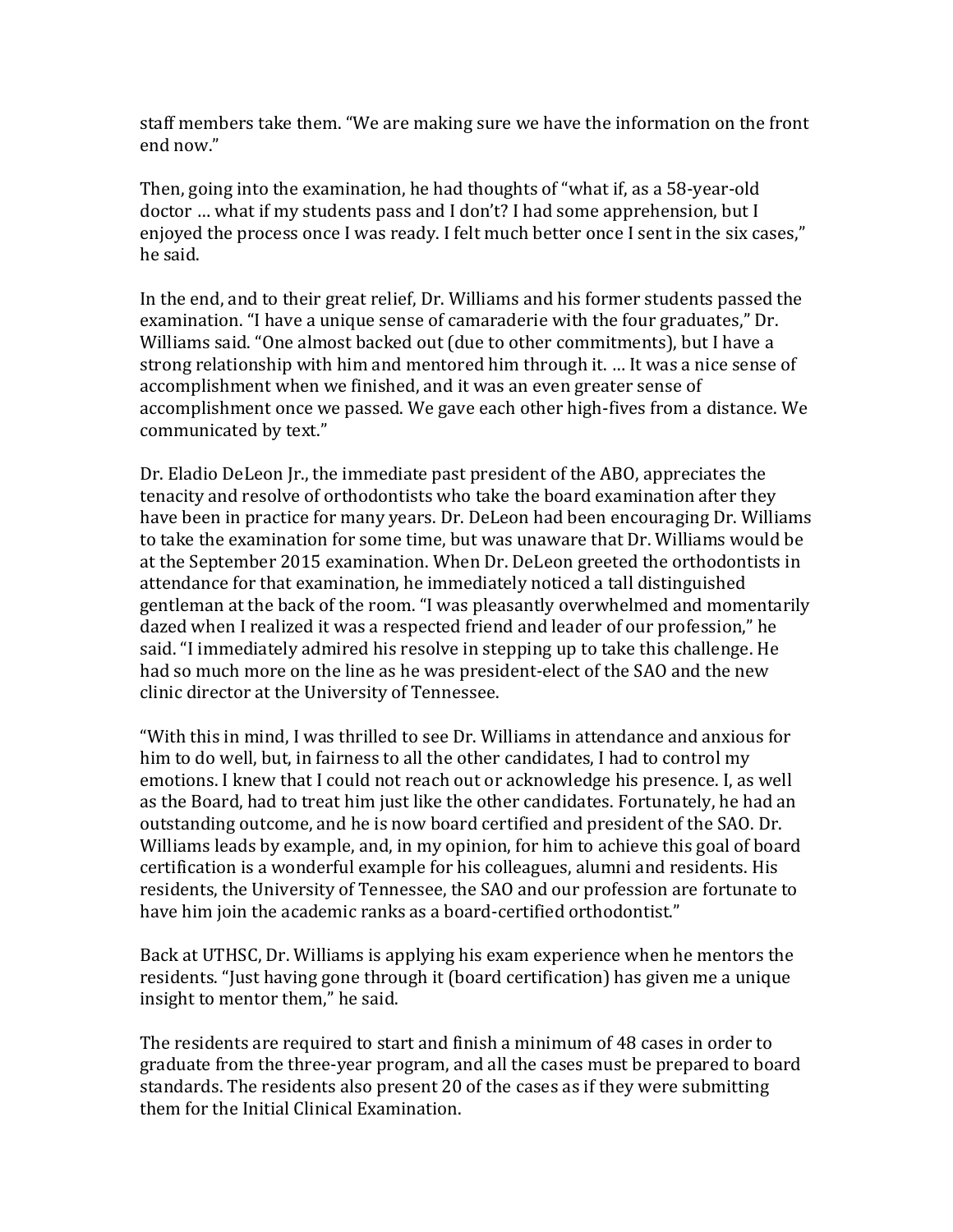staff members take them. "We are making sure we have the information on the front end now."

Then, going into the examination, he had thoughts of "what if, as a 58-year-old doctor … what if my students pass and I don't? I had some apprehension, but I enjoyed the process once I was ready. I felt much better once I sent in the six cases," he said.

In the end, and to their great relief, Dr. Williams and his former students passed the examination. "I have a unique sense of camaraderie with the four graduates," Dr. Williams said. "One almost backed out (due to other commitments), but I have a strong relationship with him and mentored him through it. … It was a nice sense of accomplishment when we finished, and it was an even greater sense of accomplishment once we passed. We gave each other high-fives from a distance. We communicated by text."

Dr. Eladio DeLeon Jr., the immediate past president of the ABO, appreciates the tenacity and resolve of orthodontists who take the board examination after they have been in practice for many years. Dr. DeLeon had been encouraging Dr. Williams to take the examination for some time, but was unaware that Dr. Williams would be at the September 2015 examination. When Dr. DeLeon greeted the orthodontists in attendance for that examination, he immediately noticed a tall distinguished gentleman at the back of the room. "I was pleasantly overwhelmed and momentarily dazed when I realized it was a respected friend and leader of our profession," he said. "I immediately admired his resolve in stepping up to take this challenge. He had so much more on the line as he was president-elect of the SAO and the new clinic director at the University of Tennessee.

"With this in mind, I was thrilled to see Dr. Williams in attendance and anxious for him to do well, but, in fairness to all the other candidates, I had to control my emotions. I knew that I could not reach out or acknowledge his presence. I, as well as the Board, had to treat him just like the other candidates. Fortunately, he had an outstanding outcome, and he is now board certified and president of the SAO. Dr. Williams leads by example, and, in my opinion, for him to achieve this goal of board certification is a wonderful example for his colleagues, alumni and residents. His residents, the University of Tennessee, the SAO and our profession are fortunate to have him join the academic ranks as a board-certified orthodontist."

Back at UTHSC, Dr. Williams is applying his exam experience when he mentors the residents. "Just having gone through it (board certification) has given me a unique insight to mentor them," he said.

The residents are required to start and finish a minimum of 48 cases in order to graduate from the three-year program, and all the cases must be prepared to board standards. The residents also present 20 of the cases as if they were submitting them for the Initial Clinical Examination.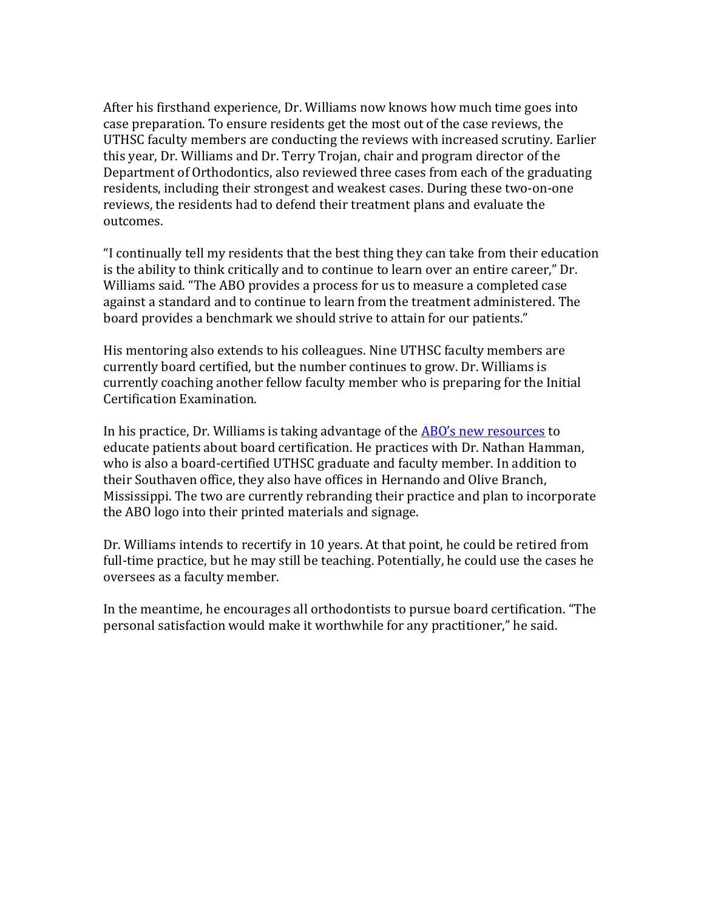After his firsthand experience, Dr. Williams now knows how much time goes into case preparation. To ensure residents get the most out of the case reviews, the UTHSC faculty members are conducting the reviews with increased scrutiny. Earlier this year, Dr. Williams and Dr. Terry Trojan, chair and program director of the Department of Orthodontics, also reviewed three cases from each of the graduating residents, including their strongest and weakest cases. During these two-on-one reviews, the residents had to defend their treatment plans and evaluate the outcomes.

"I continually tell my residents that the best thing they can take from their education is the ability to think critically and to continue to learn over an entire career," Dr. Williams said. "The ABO provides a process for us to measure a completed case against a standard and to continue to learn from the treatment administered. The board provides a benchmark we should strive to attain for our patients."

His mentoring also extends to his colleagues. Nine UTHSC faculty members are currently board certified, but the number continues to grow. Dr. Williams is currently coaching another fellow faculty member who is preparing for the Initial Certification Examination.

In his practice, Dr. Williams is taking advantage of the ABO's new resources to educate patients about board certification. He practices with Dr. Nathan Hamman, who is also a board-certified UTHSC graduate and faculty member. In addition to their Southaven office, they also have offices in Hernando and Olive Branch, Mississippi. The two are currently rebranding their practice and plan to incorporate the ABO logo into their printed materials and signage.

Dr. Williams intends to recertify in 10 years. At that point, he could be retired from full-time practice, but he may still be teaching. Potentially, he could use the cases he oversees as a faculty member.

In the meantime, he encourages all orthodontists to pursue board certification. "The personal satisfaction would make it worthwhile for any practitioner," he said.